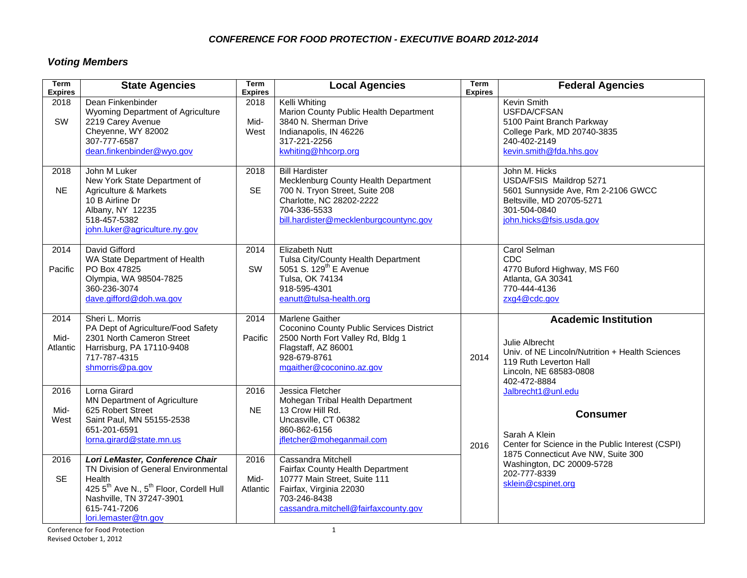## *CONFERENCE FOR FOOD PROTECTION - EXECUTIVE BOARD 2012-2014*

### *Voting Members*

| Term Expires | State Agencies | Term Expires | Local Agencies | Term Expires | Federal Agencies |
|---|---|---|---|---|---|
| 2018<br><br>SW | Dean Finkenbinder<br>Wyoming Department of Agriculture<br>2219 Carey Avenue<br>Cheyenne, WY 82002<br>307-777-6587<br>dean.finkenbinder@wyo.gov | 2018<br><br>Mid-West | Kelli Whiting<br>Marion County Public Health Department<br>3840 N. Sherman Drive<br>Indianapolis, IN 46226<br>317-221-2256<br>kwhiting@hhcorp.org | | Kevin Smith<br>USFDA/CFSAN<br>5100 Paint Branch Parkway<br>College Park, MD 20740-3835<br>240-402-2149<br>kevin.smith@fda.hhs.gov |
| 2018<br><br>NE | John M Luker<br>New York State Department of Agriculture & Markets<br>10 B Airline Dr<br>Albany, NY 12235<br>518-457-5382<br>john.luker@agriculture.ny.gov | 2018<br><br>SE | Bill Hardister<br>Mecklenburg County Health Department<br>700 N. Tryon Street, Suite 208<br>Charlotte, NC 28202-2222<br>704-336-5533<br>bill.hardister@mecklenburgcountync.gov | | John M. Hicks<br>USDA/FSIS Maildrop 5271<br>5601 Sunnyside Ave, Rm 2-2106 GWCC<br>Beltsville, MD 20705-5271<br>301-504-0840<br>john.hicks@fsis.usda.gov |
| 2014<br><br>Pacific | David Gifford<br>WA State Department of Health<br>PO Box 47825<br>Olympia, WA 98504-7825<br>360-236-3074<br>dave.gifford@doh.wa.gov | 2014<br><br>SW | Elizabeth Nutt<br>Tulsa City/County Health Department<br>5051 S. 129th E Avenue<br>Tulsa, OK 74134<br>918-595-4301<br>eanutt@tulsa-health.org | | Carol Selman<br>CDC<br>4770 Buford Highway, MS F60<br>Atlanta, GA 30341<br>770-444-4136<br>zxg4@cdc.gov |
| 2014<br><br>Mid-Atlantic | Sheri L. Morris<br>PA Dept of Agriculture/Food Safety<br>2301 North Cameron Street<br>Harrisburg, PA 17110-9408<br>717-787-4315<br>shmorris@pa.gov | 2014<br><br>Pacific | Marlene Gaither<br>Coconino County Public Services District<br>2500 North Fort Valley Rd, Bldg 1<br>Flagstaff, AZ 86001<br>928-679-8761<br>mgaither@coconino.az.gov | 2014 | **Academic Institution**<br><br>Julie Albrecht<br>Univ. of NE Lincoln/Nutrition + Health Sciences<br>119 Ruth Leverton Hall<br>Lincoln, NE 68583-0808<br>402-472-8884<br>Jalbrecht1@unl.edu |
| 2016<br><br>Mid-West | Lorna Girard<br>MN Department of Agriculture<br>625 Robert Street<br>Saint Paul, MN 55155-2538<br>651-201-6591<br>lorna.girard@state.mn.us | 2016<br><br>NE | Jessica Fletcher<br>Mohegan Tribal Health Department<br>13 Crow Hill Rd.<br>Uncasville, CT 06382<br>860-862-6156<br>jfletcher@moheganmail.com | 2016 | **Consumer**<br><br>Sarah A Klein<br>Center for Science in the Public Interest (CSPI)<br>1875 Connecticut Ave NW, Suite 300<br>Washington, DC 20009-5728<br>202-777-8339<br>sklein@cspinet.org |
| 2016<br><br>SE | ***Lori LeMaster, Conference Chair***<br>TN Division of General Environmental Health<br>425 5th Ave N., 5th Floor, Cordell Hull<br>Nashville, TN 37247-3901<br>615-741-7206<br>lori.lemaster@tn.gov | 2016<br><br>Mid-Atlantic | Cassandra Mitchell<br>Fairfax County Health Department<br>10777 Main Street, Suite 111<br>Fairfax, Virginia 22030<br>703-246-8438<br>cassandra.mitchell@fairfaxcounty.gov | | |

Conference for Food Protection
Revised October 1, 2012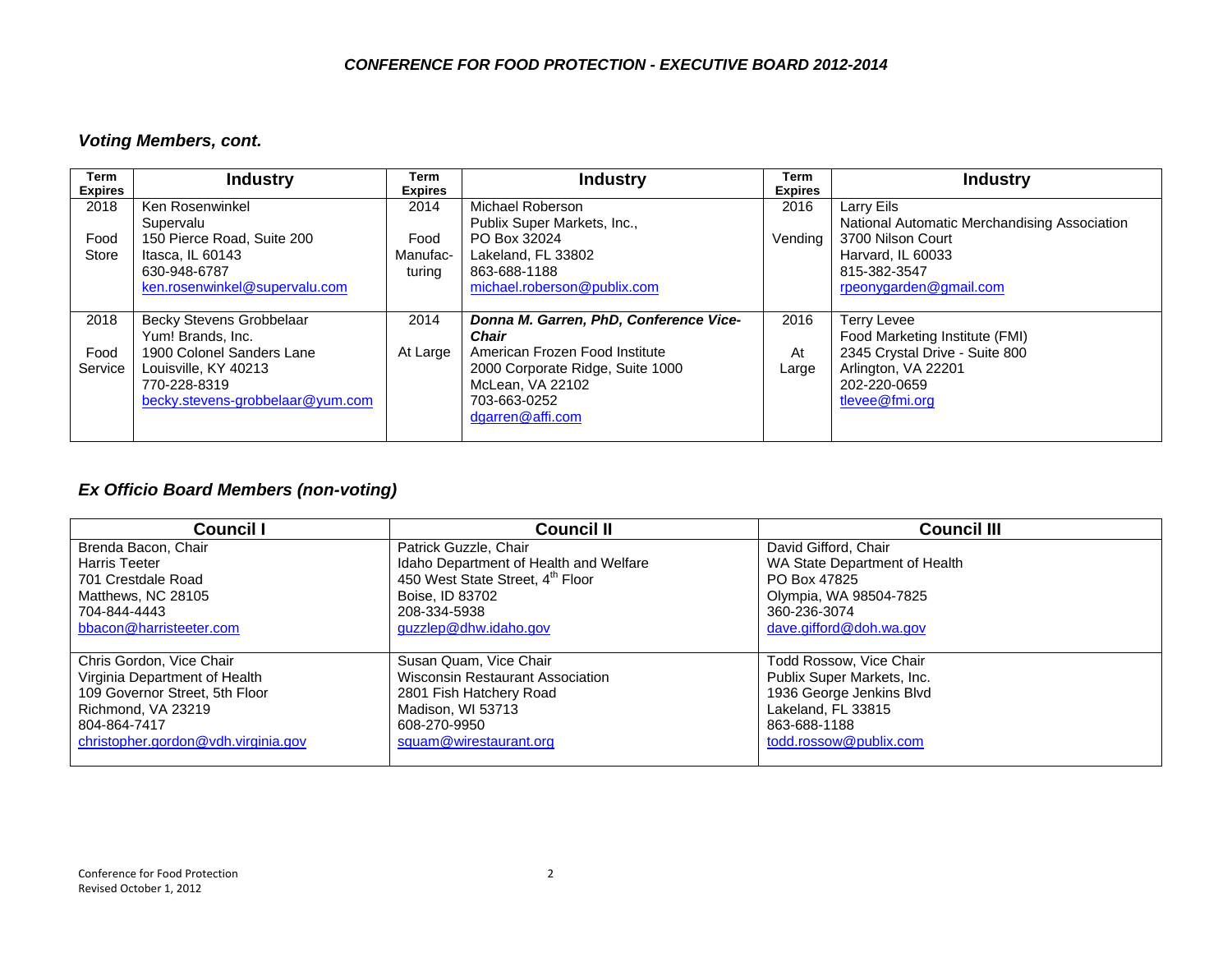*CONFERENCE FOR FOOD PROTECTION - EXECUTIVE BOARD 2012-2014*

## *Voting Members, cont.*

| Term Expires | Industry | Term Expires | Industry | Term Expires | Industry |
|---|---|---|---|---|---|
| 2018<br><br>Food Store | Ken Rosenwinkel<br>Supervalu<br>150 Pierce Road, Suite 200<br>Itasca, IL 60143<br>630-948-6787<br>ken.rosenwinkel@supervalu.com | 2014<br><br>Food Manufac-turing | Michael Roberson<br>Publix Super Markets, Inc.,<br>PO Box 32024<br>Lakeland, FL 33802<br>863-688-1188<br>michael.roberson@publix.com | 2016<br><br>Vending | Larry Eils<br>National Automatic Merchandising Association<br>3700 Nilson Court<br>Harvard, IL 60033<br>815-382-3547<br>rpeonygarden@gmail.com |
| 2018<br><br>Food Service | Becky Stevens Grobbelaar<br>Yum! Brands, Inc.<br>1900 Colonel Sanders Lane<br>Louisville, KY 40213<br>770-228-8319<br>becky.stevens-grobbelaar@yum.com | 2014<br><br>At Large | ***Donna M. Garren, PhD, Conference Vice-Chair***<br>American Frozen Food Institute<br>2000 Corporate Ridge, Suite 1000<br>McLean, VA 22102<br>703-663-0252<br>dgarren@affi.com | 2016<br><br>At Large | Terry Levee<br>Food Marketing Institute (FMI)<br>2345 Crystal Drive - Suite 800<br>Arlington, VA 22201<br>202-220-0659<br>tlevee@fmi.org |

## *Ex Officio Board Members (non-voting)*

| Council I | Council II | Council III |
|---|---|---|
| Brenda Bacon, Chair<br>Harris Teeter<br>701 Crestdale Road<br>Matthews, NC 28105<br>704-844-4443<br>bbacon@harristeeter.com | Patrick Guzzle, Chair<br>Idaho Department of Health and Welfare<br>450 West State Street, 4th Floor<br>Boise, ID 83702<br>208-334-5938<br>guzzlep@dhw.idaho.gov | David Gifford, Chair<br>WA State Department of Health<br>PO Box 47825<br>Olympia, WA 98504-7825<br>360-236-3074<br>dave.gifford@doh.wa.gov |
| Chris Gordon, Vice Chair<br>Virginia Department of Health<br>109 Governor Street, 5th Floor<br>Richmond, VA 23219<br>804-864-7417<br>christopher.gordon@vdh.virginia.gov | Susan Quam, Vice Chair<br>Wisconsin Restaurant Association<br>2801 Fish Hatchery Road<br>Madison, WI 53713<br>608-270-9950<br>squam@wirestaurant.org | Todd Rossow, Vice Chair<br>Publix Super Markets, Inc.<br>1936 George Jenkins Blvd<br>Lakeland, FL 33815<br>863-688-1188<br>todd.rossow@publix.com |

Conference for Food Protection
Revised October 1, 2012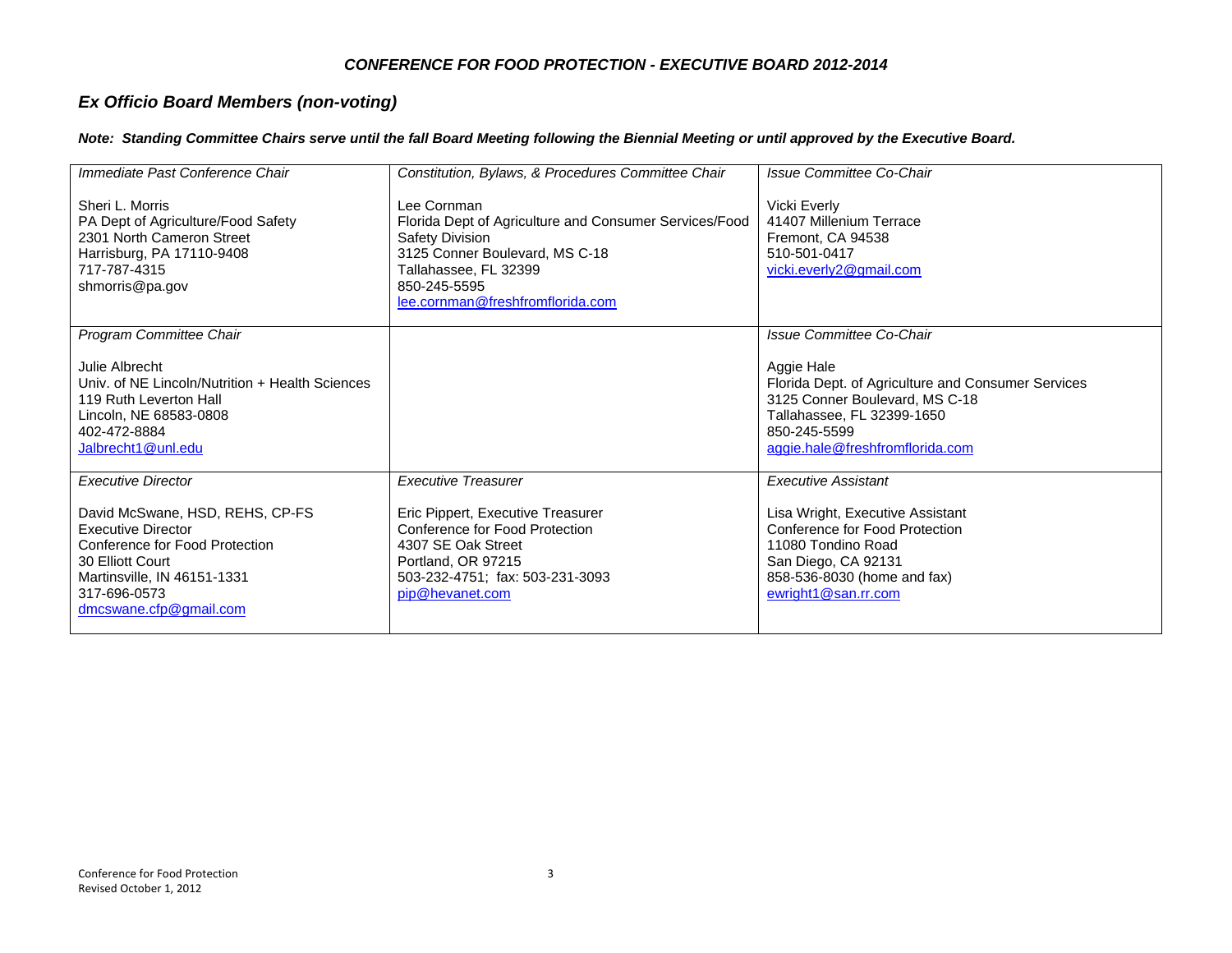### *CONFERENCE FOR FOOD PROTECTION - EXECUTIVE BOARD 2012-2014*

## *Ex Officio Board Members (non-voting)*

***Note: Standing Committee Chairs serve until the fall Board Meeting following the Biennial Meeting or until approved by the Executive Board.***

| | | |
|---|---|---|
| *Immediate Past Conference Chair*<br><br>Sheri L. Morris<br>PA Dept of Agriculture/Food Safety<br>2301 North Cameron Street<br>Harrisburg, PA 17110-9408<br>717-787-4315<br>shmorris@pa.gov | *Constitution, Bylaws, & Procedures Committee Chair*<br><br>Lee Cornman<br>Florida Dept of Agriculture and Consumer Services/Food Safety Division<br>3125 Conner Boulevard, MS C-18<br>Tallahassee, FL 32399<br>850-245-5595<br>lee.cornman@freshfromflorida.com | *Issue Committee Co-Chair*<br><br>Vicki Everly<br>41407 Millenium Terrace<br>Fremont, CA 94538<br>510-501-0417<br>vicki.everly2@gmail.com |
| *Program Committee Chair*<br><br>Julie Albrecht<br>Univ. of NE Lincoln/Nutrition + Health Sciences<br>119 Ruth Leverton Hall<br>Lincoln, NE 68583-0808<br>402-472-8884<br>Jalbrecht1@unl.edu | | *Issue Committee Co-Chair*<br><br>Aggie Hale<br>Florida Dept. of Agriculture and Consumer Services<br>3125 Conner Boulevard, MS C-18<br>Tallahassee, FL 32399-1650<br>850-245-5599<br>aggie.hale@freshfromflorida.com |
| *Executive Director*<br><br>David McSwane, HSD, REHS, CP-FS<br>Executive Director<br>Conference for Food Protection<br>30 Elliott Court<br>Martinsville, IN 46151-1331<br>317-696-0573<br>dmcswane.cfp@gmail.com | *Executive Treasurer*<br><br>Eric Pippert, Executive Treasurer<br>Conference for Food Protection<br>4307 SE Oak Street<br>Portland, OR 97215<br>503-232-4751; fax: 503-231-3093<br>pip@hevanet.com | *Executive Assistant*<br><br>Lisa Wright, Executive Assistant<br>Conference for Food Protection<br>11080 Tondino Road<br>San Diego, CA 92131<br>858-536-8030 (home and fax)<br>ewright1@san.rr.com |

Conference for Food Protection
Revised October 1, 2012